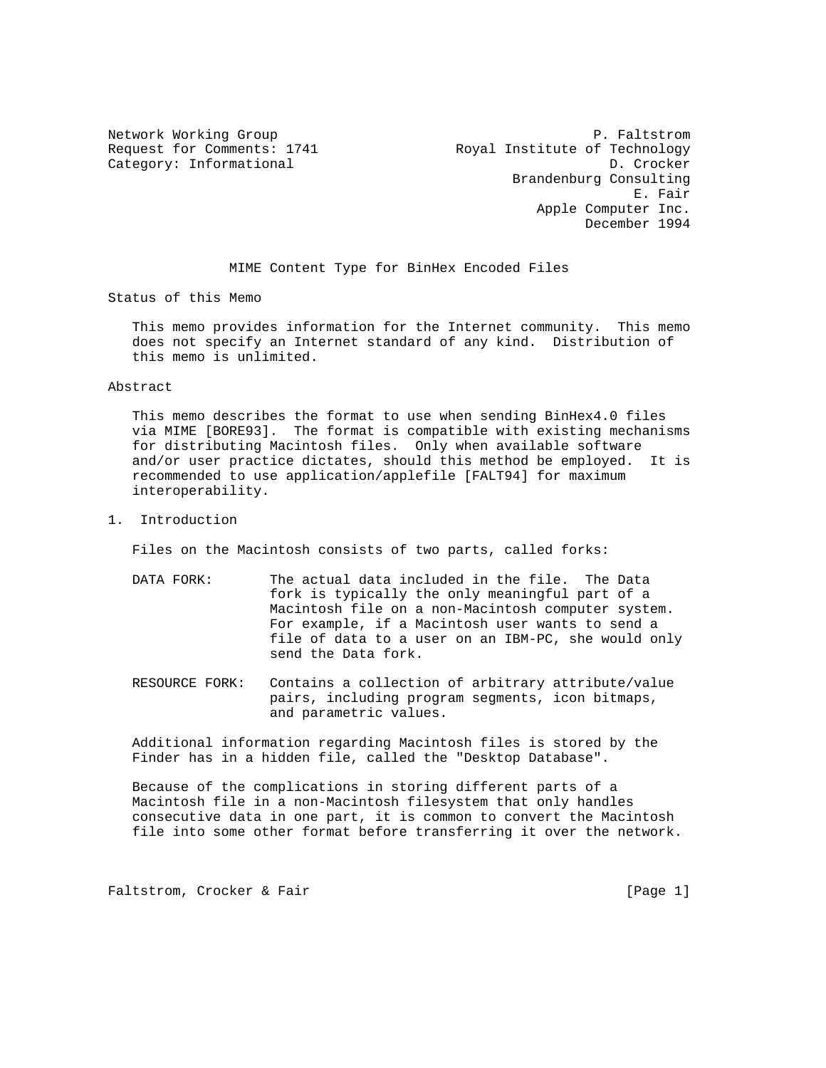Network Working Group P. Faltstrom
Request for Comments: 1741 Royal Institute of Technology
Category: Informational D. Crocker
Brandenburg Consulting
E. Fair
Apple Computer Inc.
December 1994

# MIME Content Type for BinHex Encoded Files

## Status of this Memo

This memo provides information for the Internet community. This memo does not specify an Internet standard of any kind. Distribution of this memo is unlimited.

## Abstract

This memo describes the format to use when sending BinHex4.0 files via MIME [BORE93]. The format is compatible with existing mechanisms for distributing Macintosh files. Only when available software and/or user practice dictates, should this method be employed. It is recommended to use application/applefile [FALT94] for maximum interoperability.

## 1. Introduction

Files on the Macintosh consists of two parts, called forks:

DATA FORK: The actual data included in the file. The Data fork is typically the only meaningful part of a Macintosh file on a non-Macintosh computer system. For example, if a Macintosh user wants to send a file of data to a user on an IBM-PC, she would only send the Data fork.

RESOURCE FORK: Contains a collection of arbitrary attribute/value pairs, including program segments, icon bitmaps, and parametric values.

Additional information regarding Macintosh files is stored by the Finder has in a hidden file, called the "Desktop Database".

Because of the complications in storing different parts of a Macintosh file in a non-Macintosh filesystem that only handles consecutive data in one part, it is common to convert the Macintosh file into some other format before transferring it over the network.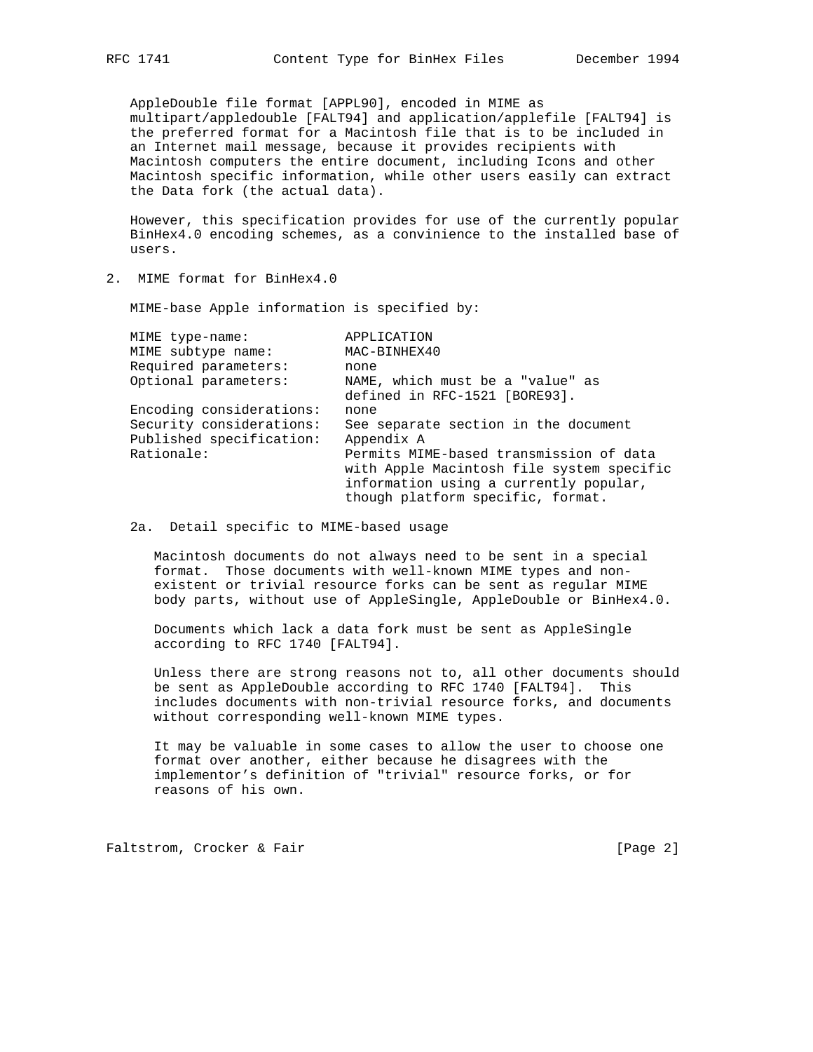AppleDouble file format [APPL90], encoded in MIME as multipart/appledouble [FALT94] and application/applefile [FALT94] is the preferred format for a Macintosh file that is to be included in an Internet mail message, because it provides recipients with Macintosh computers the entire document, including Icons and other Macintosh specific information, while other users easily can extract the Data fork (the actual data).

However, this specification provides for use of the currently popular BinHex4.0 encoding schemes, as a convinience to the installed base of users.

## 2. MIME format for BinHex4.0

MIME-base Apple information is specified by:

| | |
|---|---|
| MIME type-name: | APPLICATION |
| MIME subtype name: | MAC-BINHEX40 |
| Required parameters: | none |
| Optional parameters: | NAME, which must be a "value" as defined in RFC-1521 [BORE93]. |
| Encoding considerations: | none |
| Security considerations: | See separate section in the document |
| Published specification: | Appendix A |
| Rationale: | Permits MIME-based transmission of data with Apple Macintosh file system specific information using a currently popular, though platform specific, format. |

### 2a. Detail specific to MIME-based usage

Macintosh documents do not always need to be sent in a special format. Those documents with well-known MIME types and non-existent or trivial resource forks can be sent as regular MIME body parts, without use of AppleSingle, AppleDouble or BinHex4.0.

Documents which lack a data fork must be sent as AppleSingle according to RFC 1740 [FALT94].

Unless there are strong reasons not to, all other documents should be sent as AppleDouble according to RFC 1740 [FALT94]. This includes documents with non-trivial resource forks, and documents without corresponding well-known MIME types.

It may be valuable in some cases to allow the user to choose one format over another, either because he disagrees with the implementor's definition of "trivial" resource forks, or for reasons of his own.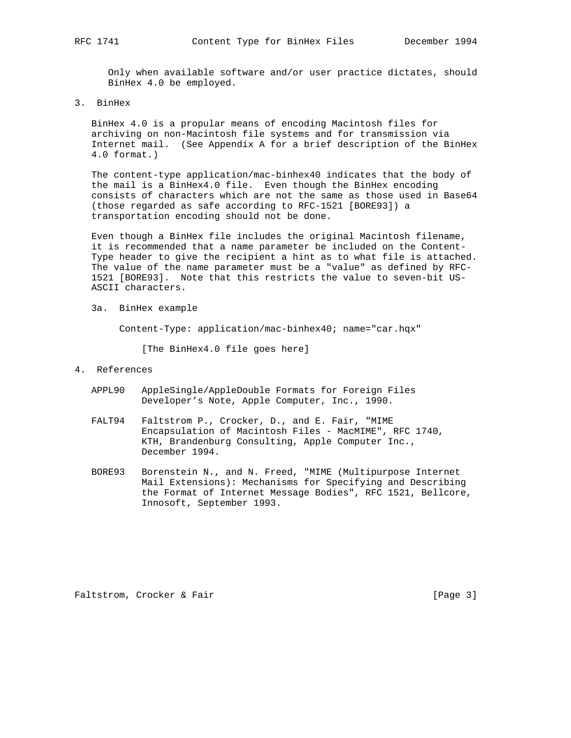Only when available software and/or user practice dictates, should BinHex 4.0 be employed.

## 3. BinHex

BinHex 4.0 is a propular means of encoding Macintosh files for archiving on non-Macintosh file systems and for transmission via Internet mail. (See Appendix A for a brief description of the BinHex 4.0 format.)

The content-type application/mac-binhex40 indicates that the body of the mail is a BinHex4.0 file. Even though the BinHex encoding consists of characters which are not the same as those used in Base64 (those regarded as safe according to RFC-1521 [BORE93]) a transportation encoding should not be done.

Even though a BinHex file includes the original Macintosh filename, it is recommended that a name parameter be included on the Content-Type header to give the recipient a hint as to what file is attached. The value of the name parameter must be a "value" as defined by RFC-1521 [BORE93]. Note that this restricts the value to seven-bit US-ASCII characters.

### 3a. BinHex example

```
Content-Type: application/mac-binhex40; name="car.hqx"

    [The BinHex4.0 file goes here]
```

## 4. References

APPL90 AppleSingle/AppleDouble Formats for Foreign Files Developer's Note, Apple Computer, Inc., 1990.

FALT94 Faltstrom P., Crocker, D., and E. Fair, "MIME Encapsulation of Macintosh Files - MacMIME", RFC 1740, KTH, Brandenburg Consulting, Apple Computer Inc., December 1994.

BORE93 Borenstein N., and N. Freed, "MIME (Multipurpose Internet Mail Extensions): Mechanisms for Specifying and Describing the Format of Internet Message Bodies", RFC 1521, Bellcore, Innosoft, September 1993.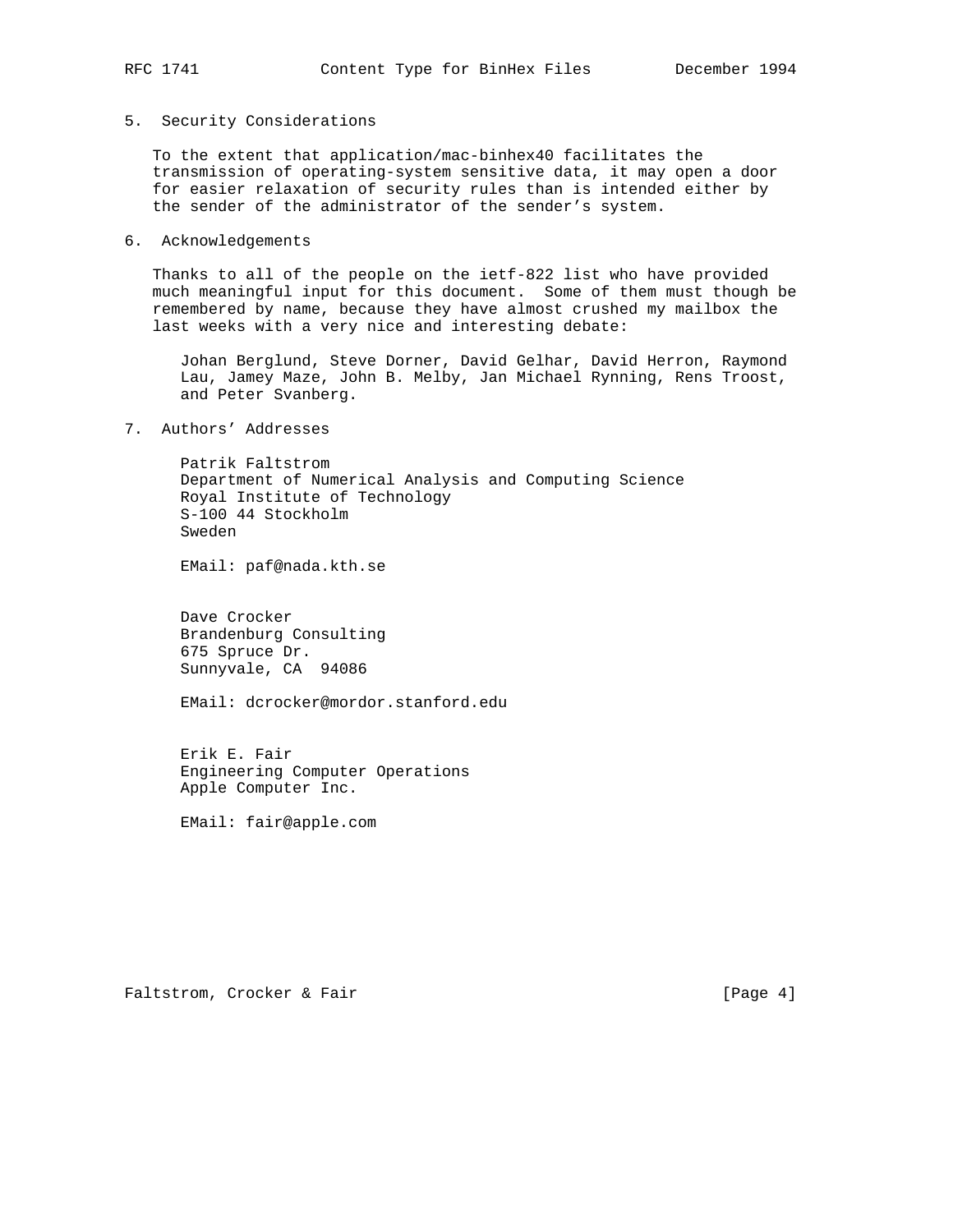## 5. Security Considerations

To the extent that application/mac-binhex40 facilitates the transmission of operating-system sensitive data, it may open a door for easier relaxation of security rules than is intended either by the sender of the administrator of the sender's system.

## 6. Acknowledgements

Thanks to all of the people on the ietf-822 list who have provided much meaningful input for this document. Some of them must though be remembered by name, because they have almost crushed my mailbox the last weeks with a very nice and interesting debate:

Johan Berglund, Steve Dorner, David Gelhar, David Herron, Raymond Lau, Jamey Maze, John B. Melby, Jan Michael Rynning, Rens Troost, and Peter Svanberg.

## 7. Authors' Addresses

Patrik Faltstrom
Department of Numerical Analysis and Computing Science
Royal Institute of Technology
S-100 44 Stockholm
Sweden

EMail: paf@nada.kth.se

Dave Crocker
Brandenburg Consulting
675 Spruce Dr.
Sunnyvale, CA  94086

EMail: dcrocker@mordor.stanford.edu

Erik E. Fair
Engineering Computer Operations
Apple Computer Inc.

EMail: fair@apple.com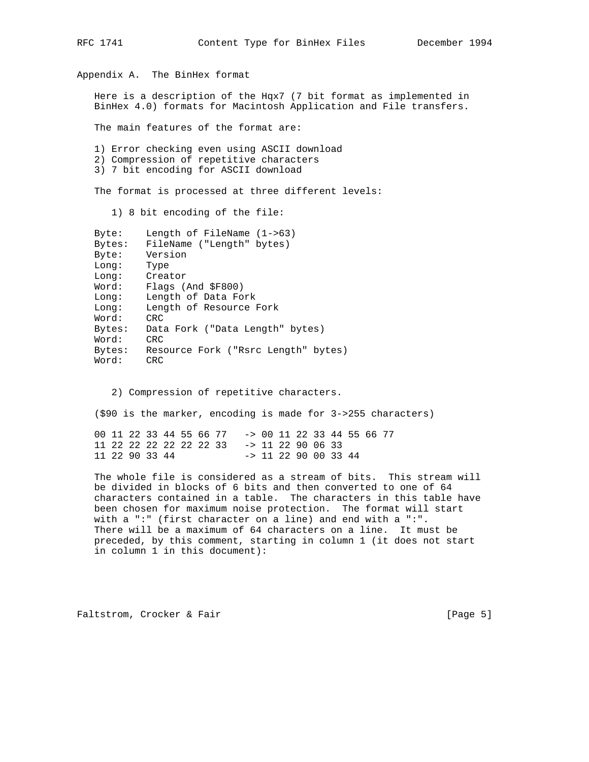## Appendix A. The BinHex format

Here is a description of the Hqx7 (7 bit format as implemented in BinHex 4.0) formats for Macintosh Application and File transfers.

The main features of the format are:

1) Error checking even using ASCII download
2) Compression of repetitive characters
3) 7 bit encoding for ASCII download

The format is processed at three different levels:

1) 8 bit encoding of the file:

```
Byte:    Length of FileName (1->63)
Bytes:   FileName ("Length" bytes)
Byte:    Version
Long:    Type
Long:    Creator
Word:    Flags (And $F800)
Long:    Length of Data Fork
Long:    Length of Resource Fork
Word:    CRC
Bytes:   Data Fork ("Data Length" bytes)
Word:    CRC
Bytes:   Resource Fork ("Rsrc Length" bytes)
Word:    CRC
```

2) Compression of repetitive characters.

($90 is the marker, encoding is made for 3->255 characters)

```
00 11 22 33 44 55 66 77   -> 00 11 22 33 44 55 66 77
11 22 22 22 22 22 22 33   -> 11 22 90 06 33
11 22 90 33 44            -> 11 22 90 00 33 44
```

The whole file is considered as a stream of bits. This stream will be divided in blocks of 6 bits and then converted to one of 64 characters contained in a table. The characters in this table have been chosen for maximum noise protection. The format will start with a ":" (first character on a line) and end with a ":". There will be a maximum of 64 characters on a line. It must be preceded, by this comment, starting in column 1 (it does not start in column 1 in this document):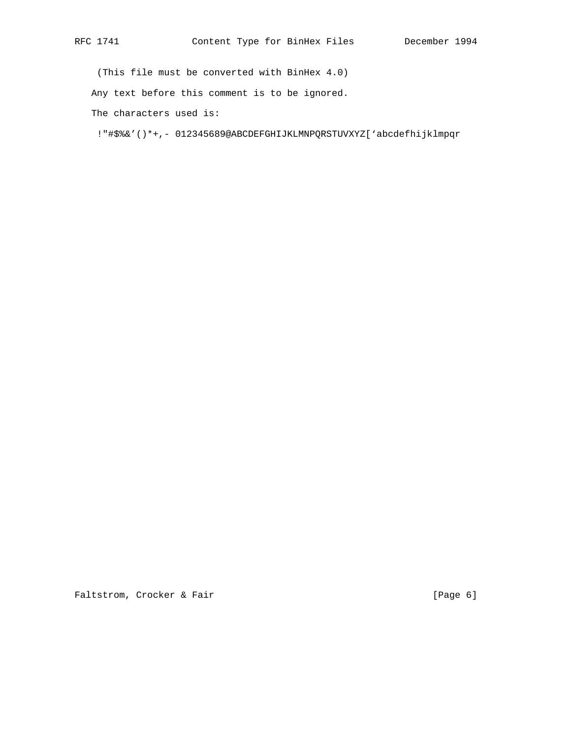(This file must be converted with BinHex 4.0)

Any text before this comment is to be ignored.

The characters used is:

```
!"#$%&'()*+,- 012345689@ABCDEFGHIJKLMNPQRSTUVXYZ[`abcdefhijklmpqr
```